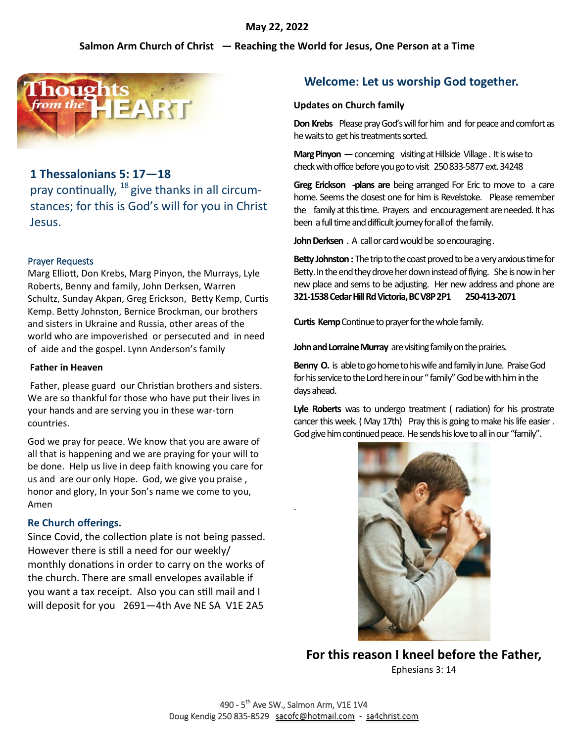May 22, 2022

**Salmon Arm Church of Christ — Reaching the World for Jesus, One Person at a Time**

Thoughts from the HEART

## 1 Thessalonians 5: 17—18

pray continually, [18] give thanks in all circumstances; for this is God's will for you in Christ Jesus.

### Prayer Requests

Marg Elliott, Don Krebs, Marg Pinyon, the Murrays, Lyle Roberts, Benny and family, John Derksen, Warren Schultz, Sunday Akpan, Greg Erickson, Betty Kemp, Curtis Kemp. Betty Johnston, Bernice Brockman, our brothers and sisters in Ukraine and Russia, other areas of the world who are impoverished or persecuted and in need of aide and the gospel. Lynn Anderson's family

**Father in Heaven**

Father, please guard our Christian brothers and sisters. We are so thankful for those who have put their lives in your hands and are serving you in these war-torn countries.

God we pray for peace. We know that you are aware of all that is happening and we are praying for your will to be done. Help us live in deep faith knowing you care for us and are our only Hope. God, we give you praise , honor and glory, In your Son's name we come to you, Amen

### Re Church offerings.

Since Covid, the collection plate is not being passed. However there is still a need for our weekly/ monthly donations in order to carry on the works of the church. There are small envelopes available if you want a tax receipt. Also you can still mail and I will deposit for you 2691—4th Ave NE SA V1E 2A5

## Welcome: Let us worship God together.

**Updates on Church family**

**Don Krebs** Please pray God's will for him and for peace and comfort as he waits to get his treatments sorted.

**Marg Pinyon —** concerning visiting at Hillside Village . It is wise to check with office before you go to visit 250 833-5877 ext. 34248

**Greg Erickson -plans are** being arranged For Eric to move to a care home. Seems the closest one for him is Revelstoke. Please remember the family at this time. Prayers and encouragement are needed. It has been a full time and difficult journey for all of the family.

**John Derksen** . A call or card would be so encouraging .

**Betty Johnston :** The trip to the coast proved to be a very anxious time for Betty. In the end they drove her down instead of flying. She is now in her new place and sems to be adjusting. Her new address and phone are **321-1538 Cedar Hill Rd Victoria, BC V8P 2P1 250-413-2071**

**Curtis Kemp** Continue to prayer for the whole family.

**John and Lorraine Murray** are visiting family on the prairies.

**Benny O.** is able to go home to his wife and family in June. Praise God for his service to the Lord here in our " family" God be with him in the days ahead.

**Lyle Roberts** was to undergo treatment ( radiation) for his prostrate cancer this week. ( May 17th) Pray this is going to make his life easier . God give him continued peace. He sends his love to all in our "family".

**For this reason I kneel before the Father,**

Ephesians 3: 14

490 - 5th Ave SW., Salmon Arm, V1E 1V4
Doug Kendig 250 835-8529 sacofc@hotmail.com - sa4christ.com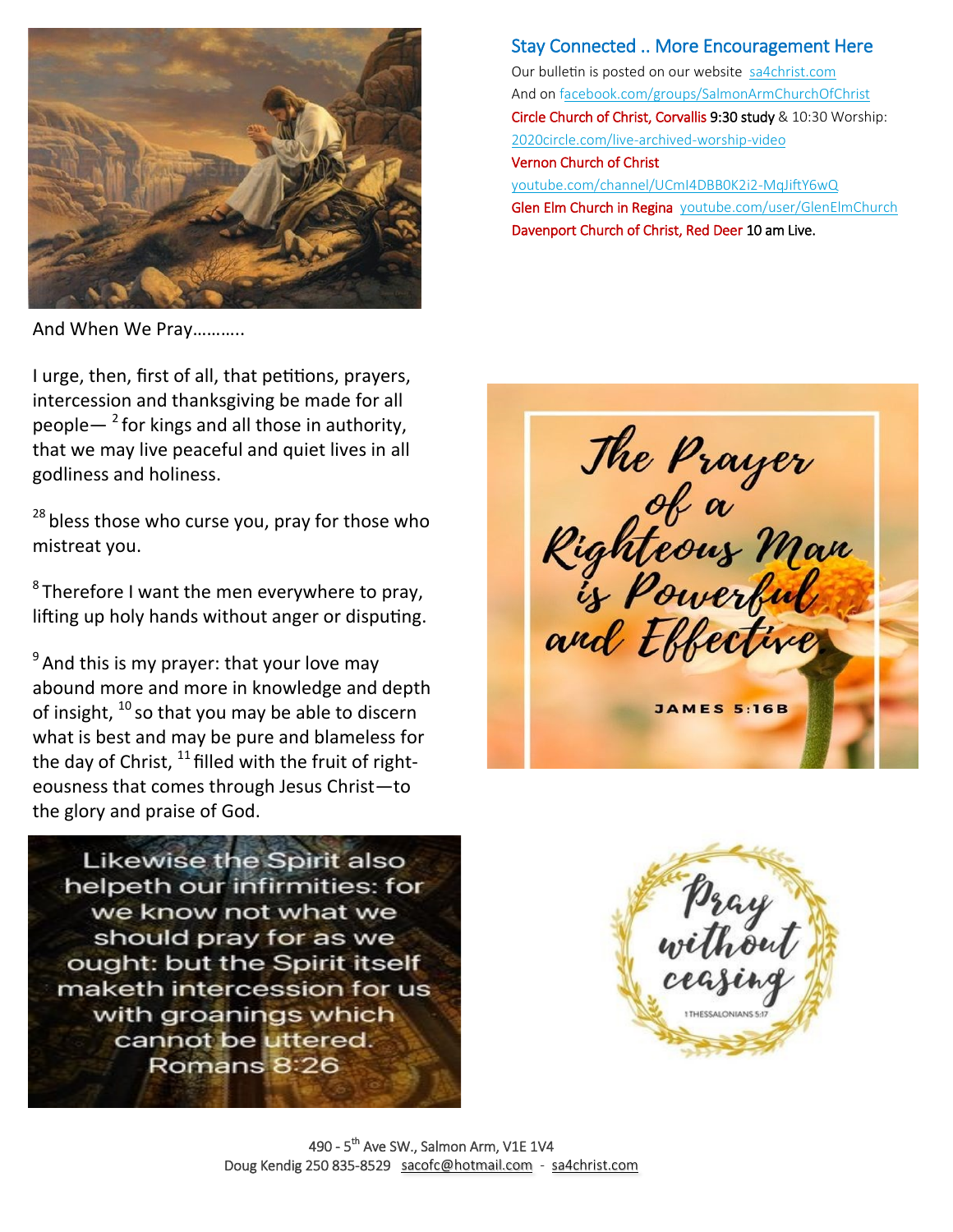And When We Pray………..

I urge, then, first of all, that petitions, prayers, intercession and thanksgiving be made for all people— [2] for kings and all those in authority, that we may live peaceful and quiet lives in all godliness and holiness.

[28] bless those who curse you, pray for those who mistreat you.

[8] Therefore I want the men everywhere to pray, lifting up holy hands without anger or disputing.

[9] And this is my prayer: that your love may abound more and more in knowledge and depth of insight, [10] so that you may be able to discern what is best and may be pure and blameless for the day of Christ, [11] filled with the fruit of right-eousness that comes through Jesus Christ—to the glory and praise of God.

Likewise the Spirit also helpeth our infirmities: for we know not what we should pray for as we ought: but the Spirit itself maketh intercession for us with groanings which cannot be uttered. Romans 8:26

## Stay Connected .. More Encouragement Here

Our bulletin is posted on our website sa4christ.com

And on facebook.com/groups/SalmonArmChurchOfChrist

Circle Church of Christ, Corvallis 9:30 study & 10:30 Worship: 2020circle.com/live-archived-worship-video

Vernon Church of Christ
youtube.com/channel/UCmI4DBB0K2i2-MqJiftY6wQ

Glen Elm Church in Regina youtube.com/user/GlenElmChurch

Davenport Church of Christ, Red Deer 10 am Live.

The Prayer of a Righteous Man is Powerful and Effective
JAMES 5:16B

Pray without ceasing
1 THESSALONIANS 5:17

490 - 5th Ave SW., Salmon Arm, V1E 1V4
Doug Kendig 250 835-8529 sacofc@hotmail.com - sa4christ.com